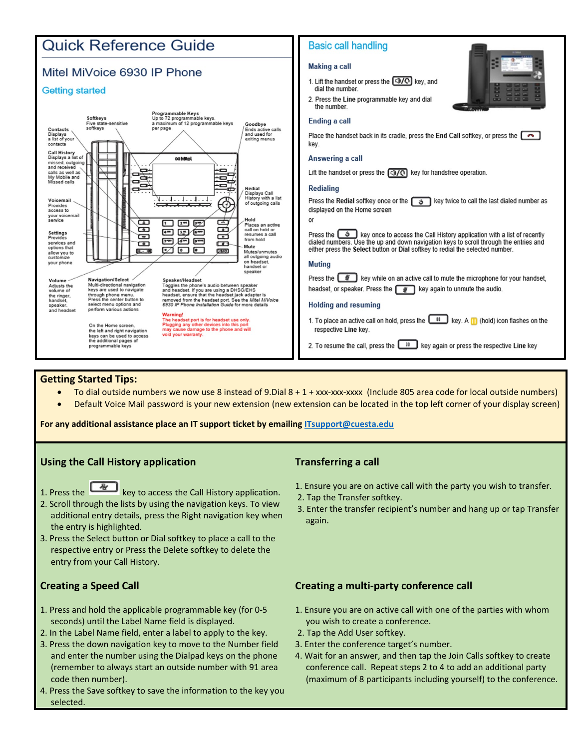# Quick Reference Guide

## Mitel MiVoice 6930 IP Phone

### Getting started

**Softkeys**
Five state-sensitive softkeys

**Programmable Keys**
Up to 72 programmable keys, a maximum of 12 programmable keys per page

**Goodbye**
Ends active calls and used for exiting menus

**Contacts**
Displays a list of your contacts

**Call History**
Displays a list of missed, outgoing and received calls as well as My Mobile and Missed calls

**Redial**
Displays Call History with a list of outgoing calls

**Voicemail**
Provides access to your voicemail service

**Hold**
Places an active call on hold or resumes a call from hold

**Settings**
Provides services and options that allow you to customize your phone

**Mute**
Mutes/unmutes all outgoing audio on headset, handset or speaker

**Volume**
Adjusts the volume of the ringer, handset, speaker, and headset

**Navigation/Select**
Multi-directional navigation keys are used to navigate through phone menu. Press the center button to select menu options and perform various actions

On the Home screen, the left and right navigation keys can be used to access the additional pages of programmable keys

**Speaker/Headset**
Toggles the phone's audio between speaker and headset. If you are using a DHSG/EHS headset, ensure that the headset jack adapter is removed from the headset port. See the *Mitel MiVoice 6930 IP Phone Installation Guide* for more details

**Warning!**
The headset port is for headset use only. Plugging any other devices into this port may cause damage to the phone and will void your warranty.

## Basic call handling

### Making a call

1. Lift the handset or press the key, and dial the number.
2. Press the **Line** programmable key and dial the number.

### Ending a call

Place the handset back in its cradle, press the **End Call** softkey, or press the key.

### Answering a call

Lift the handset or press the key for handsfree operation.

### Redialing

Press the **Redial** softkey once or the key twice to call the last dialed number as displayed on the Home screen

or

Press the key once to access the Call History application with a list of recently dialed numbers. Use the up and down navigation keys to scroll through the entries and either press the **Select** button or **Dial** softkey to redial the selected number.

### Muting

Press the key while on an active call to mute the microphone for your handset, headset, or speaker. Press the key again to unmute the audio.

### Holding and resuming

1. To place an active call on hold, press the key. A (hold) icon flashes on the respective **Line** key.
2. To resume the call, press the key again or press the respective **Line** key

## Getting Started Tips:

- To dial outside numbers we now use 8 instead of 9.Dial 8 + 1 + xxx-xxx-xxxx (Include 805 area code for local outside numbers)
- Default Voice Mail password is your new extension (new extension can be located in the top left corner of your display screen)

**For any additional assistance place an IT support ticket by emailing ITsupport@cuesta.edu**

## Using the Call History application

1. Press the key to access the Call History application.
2. Scroll through the lists by using the navigation keys. To view additional entry details, press the Right navigation key when the entry is highlighted.
3. Press the Select button or Dial softkey to place a call to the respective entry or Press the Delete softkey to delete the entry from your Call History.

## Transferring a call

1. Ensure you are on active call with the party you wish to transfer.
2. Tap the Transfer softkey.
3. Enter the transfer recipient's number and hang up or tap Transfer again.

## Creating a Speed Call

1. Press and hold the applicable programmable key (for 0-5 seconds) until the Label Name field is displayed.
2. In the Label Name field, enter a label to apply to the key.
3. Press the down navigation key to move to the Number field and enter the number using the Dialpad keys on the phone (remember to always start an outside number with 91 area code then number).
4. Press the Save softkey to save the information to the key you selected.

## Creating a multi-party conference call

1. Ensure you are on active call with one of the parties with whom you wish to create a conference.
2. Tap the Add User softkey.
3. Enter the conference target's number.
4. Wait for an answer, and then tap the Join Calls softkey to create conference call. Repeat steps 2 to 4 to add an additional party (maximum of 8 participants including yourself) to the conference.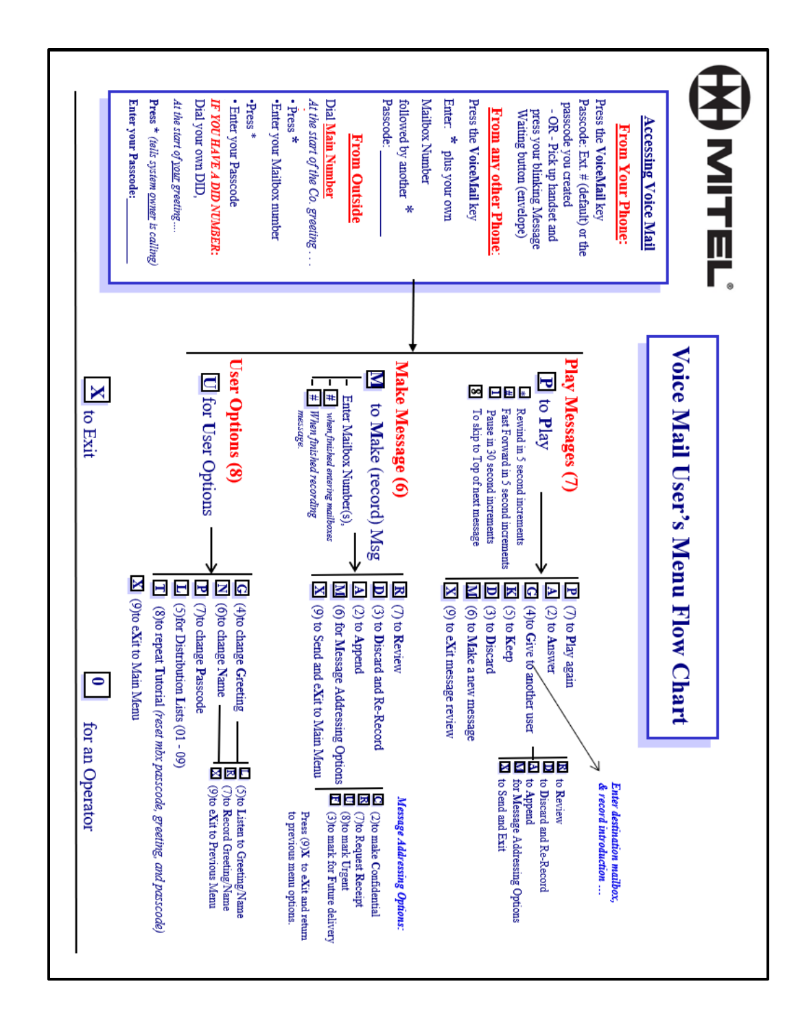MITEL®

# Voice Mail User's Menu Flow Chart

## Accessing Voice Mail

**From Your Phone:**

Press the **VoiceMail** key
Passcode: Ext. # (default) or the passcode you created
- OR - Pick up handset and press your blinking Message Waiting button (envelope)

**From any other Phone:**

Press the **VoiceMail** key
Enter: * plus your own Mailbox Number followed by another *
Passcode: ______

**From Outside**

Dial **Main Number**
*At the start of the Co. greeting . . .*
• Press *
•Enter your Mailbox number
•Press *
• Enter your Passcode

*IF YOU HAVE A DID NUMBER:*
Dial your own DID,
*At the start of your greeting….*
Press * *(tells system owner is calling)*
**Enter your Passcode:** ______

## Play Messages (7)

P to Play

- * Rewind in 5 second increments
- # Fast Forward in 5 second increments
- 1 Pause in 30 second increments
- 8 To skip to Top of next message

- P (7) to Play again
- A (2) to Answer
- G (4)to Give to another user
- K (5) to Keep
- D (3) to Discard
- M (6) to Make a new message
- X (9) to eXit message review

*Enter destination mailbox, & record introduction …*

- R to Review
- D to Discard and Re-Record
- A to Append
- M for Message Addressing Options
- X to Send and Exit

## Make Message (6)

M to Make (record) Msg

- Enter Mailbox Number(s),
- # *when finished entering mailboxes*
- # *When finished recording message.*

- R (7) to Review
- D (3) to Discard and Re-Record
- A (2) to Append
- M (6) for Message Addressing Options
- X (9) to Send and eXit to Main Menu

*Message Addressing Options:*

- C (2)to make Confidential
- R (7)to Request Receipt
- U (8)to mark Urgent
- F (3)to mark for Future delivery

Press (9)X to eXit and return to previous menu options.

## User Options (8)

U for User Options

- G (4)to change Greeting
- N (6)to change Name
- P (7)to change Passcode
- L (5)for Distribution Lists (01 - 09)
- T (8)to repeat Tutorial *(reset mbx passcode, greeting, and passcode)*
- X (9)to eXit to Main Menu

- L (5)to Listen to Greeting/Name
- R (7)to Record Greeting/Name
- X (9)to eXit to Previous Menu

X to Exit

0 for an Operator